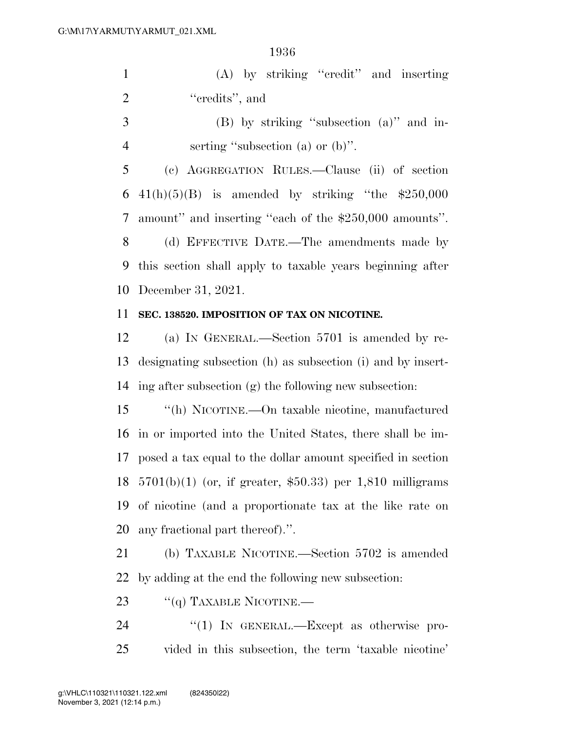(A) by striking ''credit'' and inserting ''credits'', and

(B) by striking ''subsection (a)'' and inserting ''subsection (a) or (b)''.

(c) AGGREGATION RULES.—Clause (ii) of section 41(h)(5)(B) is amended by striking ''the $250,000 amount'' and inserting ''each of the $250,000 amounts''.

(d) EFFECTIVE DATE.—The amendments made by this section shall apply to taxable years beginning after December 31, 2021.

**SEC. 138520. IMPOSITION OF TAX ON NICOTINE.**

(a) IN GENERAL.—Section 5701 is amended by redesignating subsection (h) as subsection (i) and by inserting after subsection (g) the following new subsection:

''(h) NICOTINE.—On taxable nicotine, manufactured in or imported into the United States, there shall be imposed a tax equal to the dollar amount specified in section 5701(b)(1) (or, if greater, $50.33) per 1,810 milligrams of nicotine (and a proportionate tax at the like rate on any fractional part thereof).''.

(b) TAXABLE NICOTINE.—Section 5702 is amended by adding at the end the following new subsection:

''(q) TAXABLE NICOTINE.—

''(1) IN GENERAL.—Except as otherwise provided in this subsection, the term 'taxable nicotine'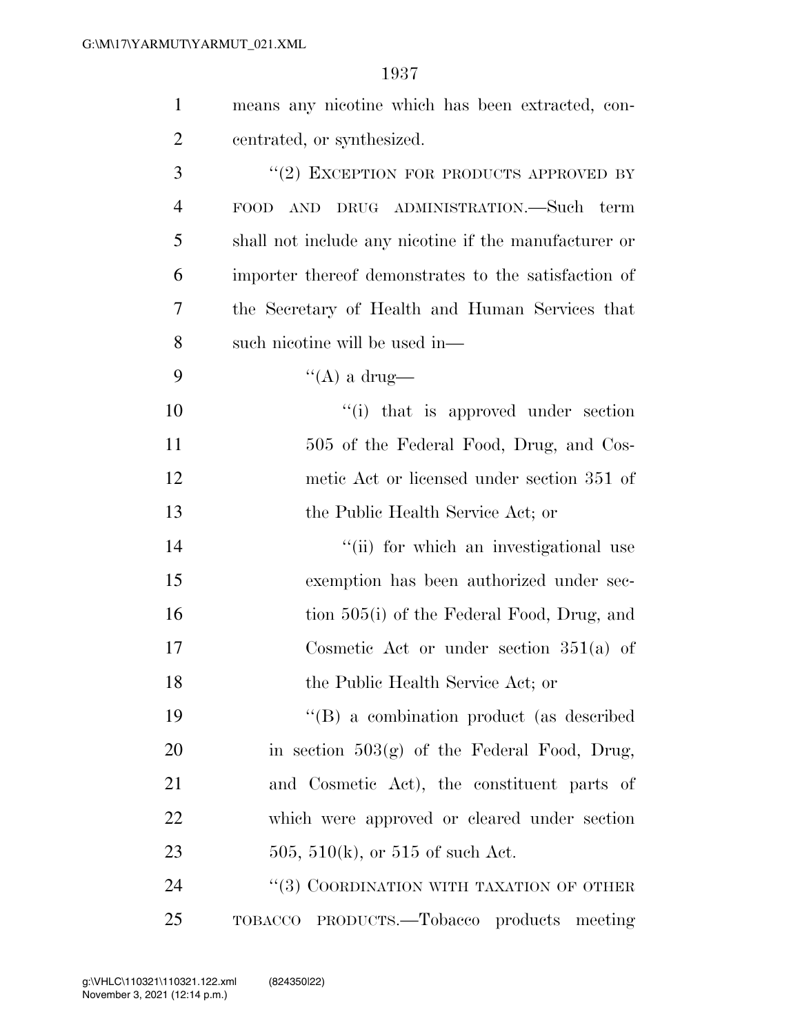means any nicotine which has been extracted, concentrated, or synthesized.

"(2) EXCEPTION FOR PRODUCTS APPROVED BY FOOD AND DRUG ADMINISTRATION.—Such term shall not include any nicotine if the manufacturer or importer thereof demonstrates to the satisfaction of the Secretary of Health and Human Services that such nicotine will be used in—

"(A) a drug—

"(i) that is approved under section 505 of the Federal Food, Drug, and Cosmetic Act or licensed under section 351 of the Public Health Service Act; or

"(ii) for which an investigational use exemption has been authorized under section 505(i) of the Federal Food, Drug, and Cosmetic Act or under section 351(a) of the Public Health Service Act; or

"(B) a combination product (as described in section 503(g) of the Federal Food, Drug, and Cosmetic Act), the constituent parts of which were approved or cleared under section 505, 510(k), or 515 of such Act.

"(3) COORDINATION WITH TAXATION OF OTHER TOBACCO PRODUCTS.—Tobacco products meeting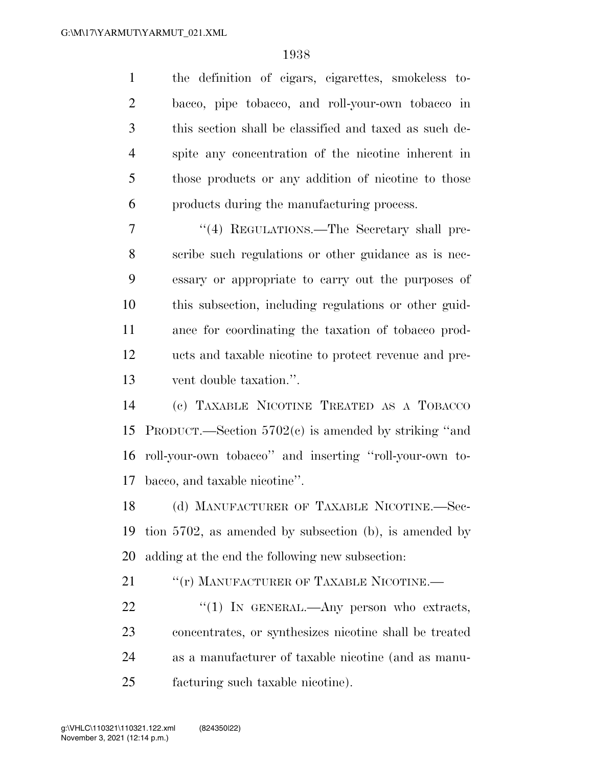the definition of cigars, cigarettes, smokeless tobacco, pipe tobacco, and roll-your-own tobacco in this section shall be classified and taxed as such despite any concentration of the nicotine inherent in those products or any addition of nicotine to those products during the manufacturing process.

''(4) REGULATIONS.—The Secretary shall prescribe such regulations or other guidance as is necessary or appropriate to carry out the purposes of this subsection, including regulations or other guidance for coordinating the taxation of tobacco products and taxable nicotine to protect revenue and prevent double taxation.''.

(c) TAXABLE NICOTINE TREATED AS A TOBACCO PRODUCT.—Section 5702(c) is amended by striking ''and roll-your-own tobacco'' and inserting ''roll-your-own tobacco, and taxable nicotine''.

(d) MANUFACTURER OF TAXABLE NICOTINE.—Section 5702, as amended by subsection (b), is amended by adding at the end the following new subsection:

''(r) MANUFACTURER OF TAXABLE NICOTINE.—

''(1) IN GENERAL.—Any person who extracts, concentrates, or synthesizes nicotine shall be treated as a manufacturer of taxable nicotine (and as manufacturing such taxable nicotine).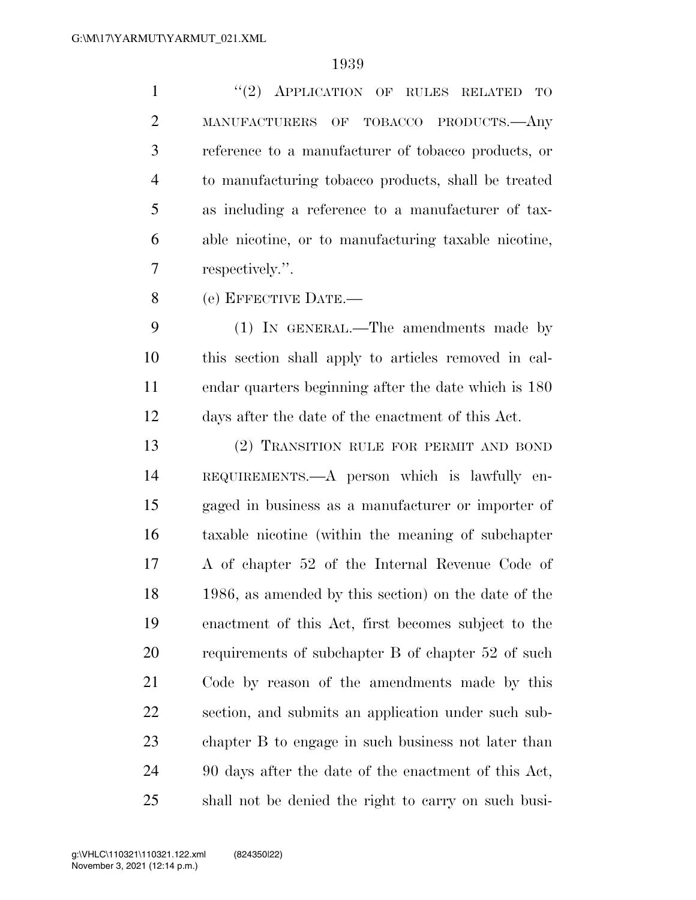"(2) APPLICATION OF RULES RELATED TO MANUFACTURERS OF TOBACCO PRODUCTS.—Any reference to a manufacturer of tobacco products, or to manufacturing tobacco products, shall be treated as including a reference to a manufacturer of taxable nicotine, or to manufacturing taxable nicotine, respectively.".

(e) EFFECTIVE DATE.—

(1) IN GENERAL.—The amendments made by this section shall apply to articles removed in calendar quarters beginning after the date which is 180 days after the date of the enactment of this Act.

(2) TRANSITION RULE FOR PERMIT AND BOND REQUIREMENTS.—A person which is lawfully engaged in business as a manufacturer or importer of taxable nicotine (within the meaning of subchapter A of chapter 52 of the Internal Revenue Code of 1986, as amended by this section) on the date of the enactment of this Act, first becomes subject to the requirements of subchapter B of chapter 52 of such Code by reason of the amendments made by this section, and submits an application under such subchapter B to engage in such business not later than 90 days after the date of the enactment of this Act, shall not be denied the right to carry on such busi-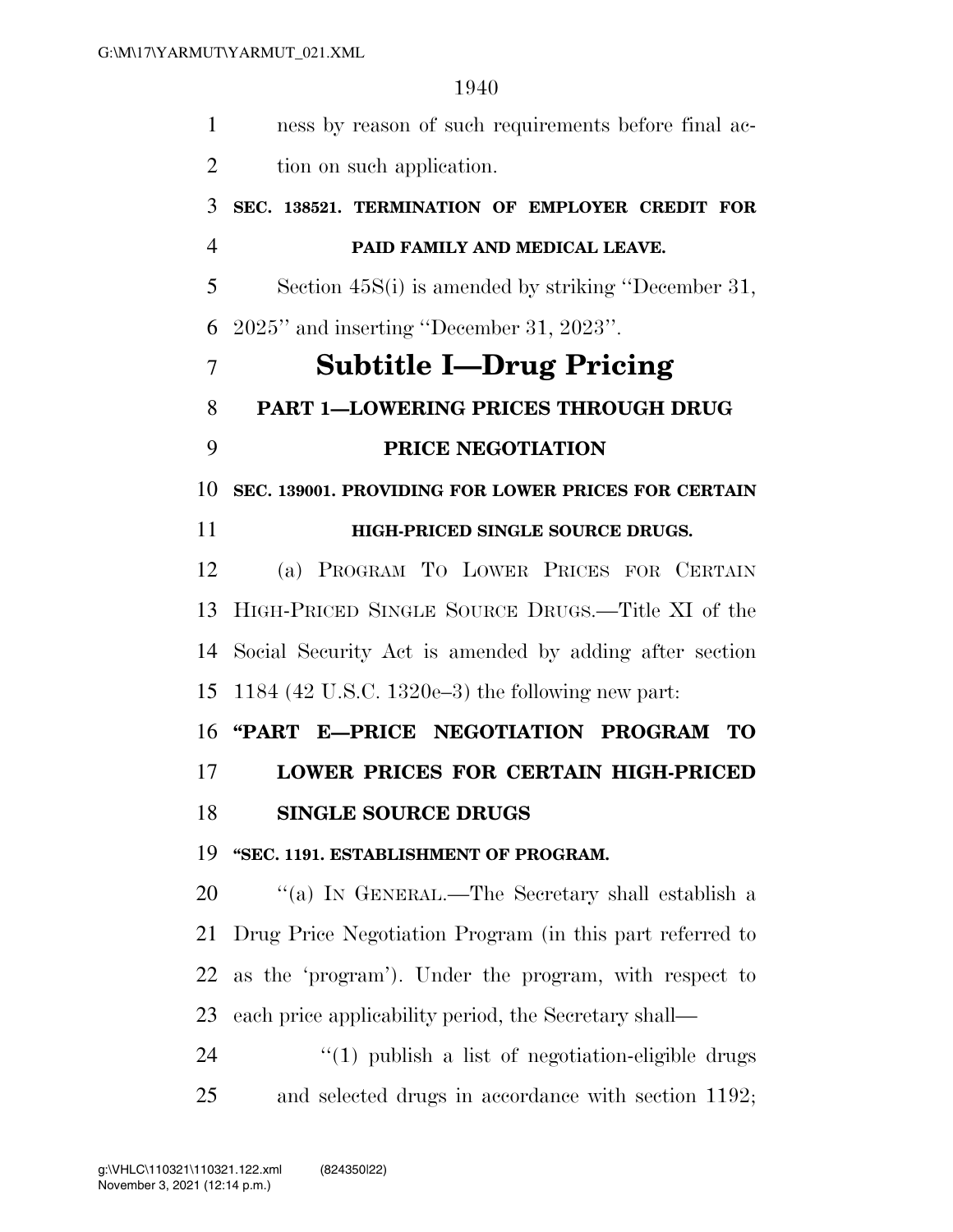ness by reason of such requirements before final action on such application.

**SEC. 138521. TERMINATION OF EMPLOYER CREDIT FOR PAID FAMILY AND MEDICAL LEAVE.**

Section 45S(i) is amended by striking ''December 31, 2025'' and inserting ''December 31, 2023''.

# Subtitle I—Drug Pricing

## PART 1—LOWERING PRICES THROUGH DRUG PRICE NEGOTIATION

**SEC. 139001. PROVIDING FOR LOWER PRICES FOR CERTAIN HIGH-PRICED SINGLE SOURCE DRUGS.**

(a) PROGRAM TO LOWER PRICES FOR CERTAIN HIGH-PRICED SINGLE SOURCE DRUGS.—Title XI of the Social Security Act is amended by adding after section 1184 (42 U.S.C. 1320e–3) the following new part:

**''PART E—PRICE NEGOTIATION PROGRAM TO LOWER PRICES FOR CERTAIN HIGH-PRICED SINGLE SOURCE DRUGS**

**''SEC. 1191. ESTABLISHMENT OF PROGRAM.**

''(a) IN GENERAL.—The Secretary shall establish a Drug Price Negotiation Program (in this part referred to as the 'program'). Under the program, with respect to each price applicability period, the Secretary shall—

''(1) publish a list of negotiation-eligible drugs and selected drugs in accordance with section 1192;